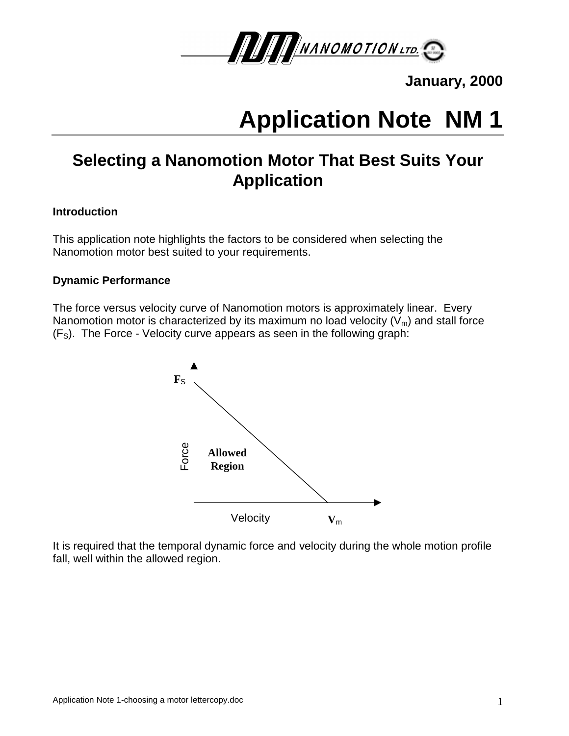January, 2000

# Application Note NM 1

## Selecting a Nanomotion Motor That Best Suits Your Application

**Introduction**

This application note highlights the factors to be considered when selecting the Nanomotion motor best suited to your requirements.

**Dynamic Performance**

The force versus velocity curve of Nanomotion motors is approximately linear. Every Nanomotion motor is characterized by its maximum no load velocity ($V_m$) and stall force ($F_S$). The Force - Velocity curve appears as seen in the following graph:

It is required that the temporal dynamic force and velocity during the whole motion profile fall, well within the allowed region.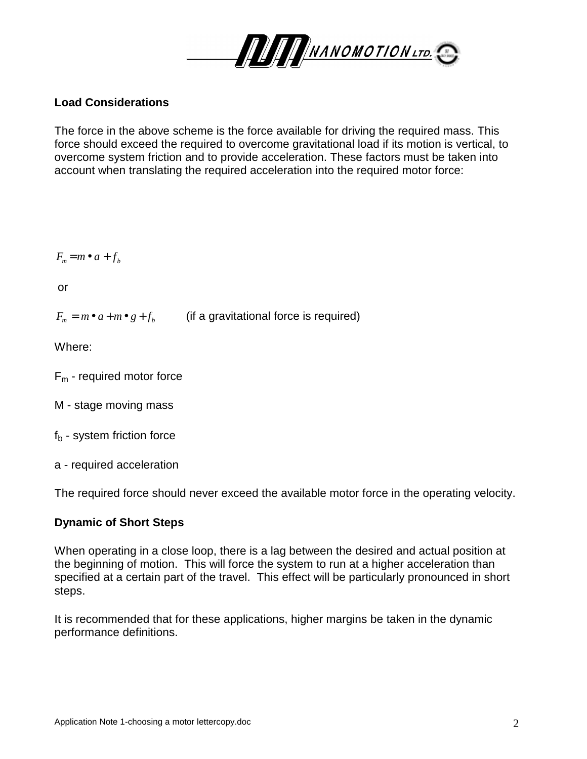### Load Considerations

The force in the above scheme is the force available for driving the required mass. This force should exceed the required to overcome gravitational load if its motion is vertical, to overcome system friction and to provide acceleration. These factors must be taken into account when translating the required acceleration into the required motor force:

$$F_m = m \bullet a + f_b$$

or

$$F_m = m \bullet a + m \bullet g + f_b$$ (if a gravitational force is required)

Where:

$F_m$ - required motor force

M - stage moving mass

$f_b$ - system friction force

a - required acceleration

The required force should never exceed the available motor force in the operating velocity.

### Dynamic of Short Steps

When operating in a close loop, there is a lag between the desired and actual position at the beginning of motion. This will force the system to run at a higher acceleration than specified at a certain part of the travel. This effect will be particularly pronounced in short steps.

It is recommended that for these applications, higher margins be taken in the dynamic performance definitions.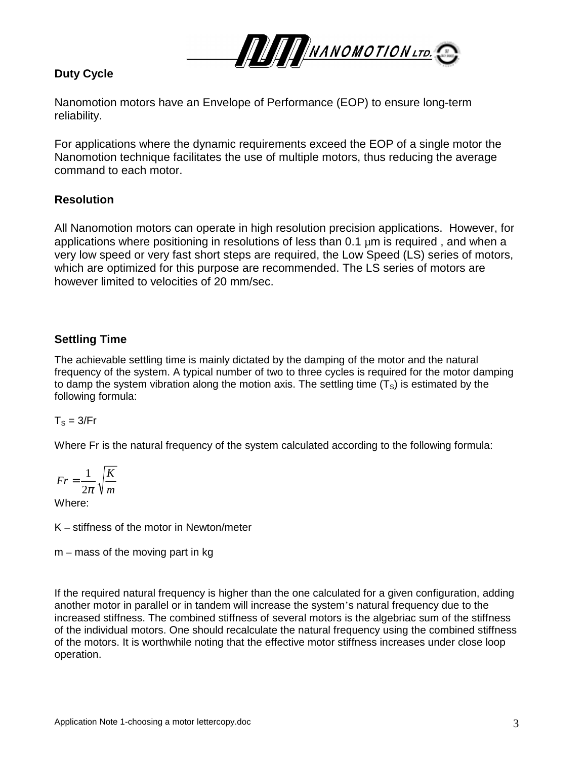## Duty Cycle

Nanomotion motors have an Envelope of Performance (EOP) to ensure long-term reliability.

For applications where the dynamic requirements exceed the EOP of a single motor the Nanomotion technique facilitates the use of multiple motors, thus reducing the average command to each motor.

## Resolution

All Nanomotion motors can operate in high resolution precision applications. However, for applications where positioning in resolutions of less than 0.1 μm is required , and when a very low speed or very fast short steps are required, the Low Speed (LS) series of motors, which are optimized for this purpose are recommended. The LS series of motors are however limited to velocities of 20 mm/sec.

## Settling Time

The achievable settling time is mainly dictated by the damping of the motor and the natural frequency of the system. A typical number of two to three cycles is required for the motor damping to damp the system vibration along the motion axis. The settling time ($T_S$) is estimated by the following formula:

$T_S = 3/Fr$

Where Fr is the natural frequency of the system calculated according to the following formula:

$$Fr = \frac{1}{2\pi}\sqrt{\frac{K}{m}}$$

Where:

K – stiffness of the motor in Newton/meter

m – mass of the moving part in kg

If the required natural frequency is higher than the one calculated for a given configuration, adding another motor in parallel or in tandem will increase the system's natural frequency due to the increased stiffness. The combined stiffness of several motors is the algebriac sum of the stiffness of the individual motors. One should recalculate the natural frequency using the combined stiffness of the motors. It is worthwhile noting that the effective motor stiffness increases under close loop operation.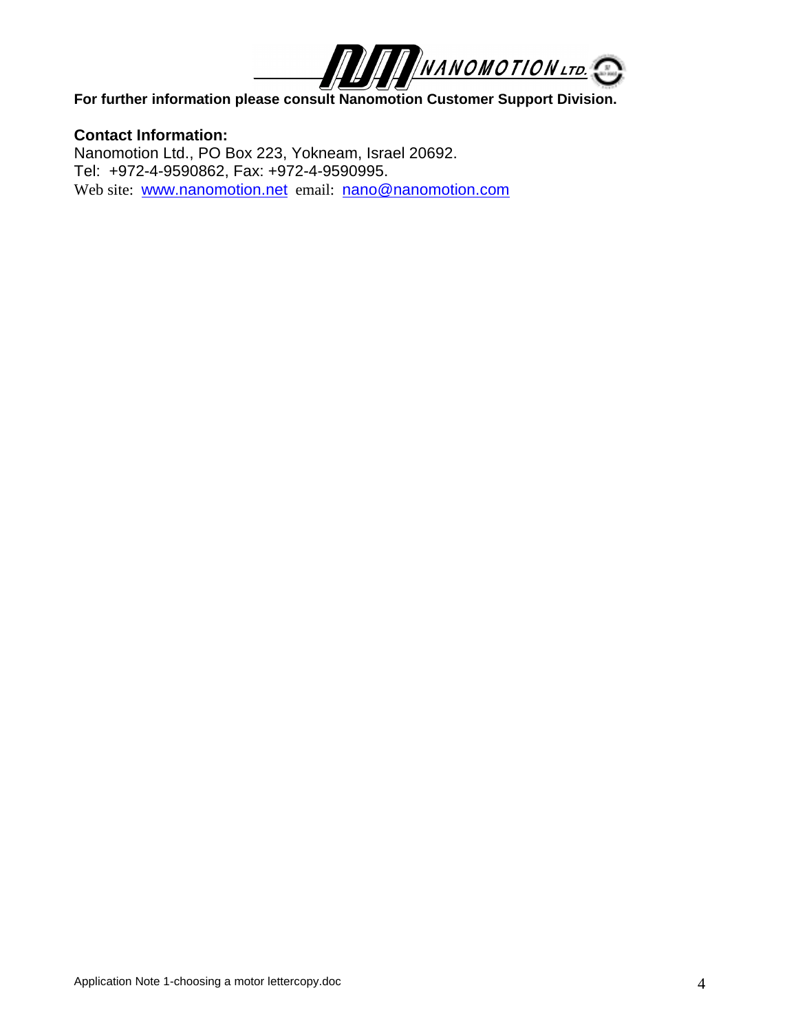**For further information please consult Nanomotion Customer Support Division.**

**Contact Information:**

Nanomotion Ltd., PO Box 223, Yokneam, Israel 20692.
Tel: +972-4-9590862, Fax: +972-4-9590995.
Web site: www.nanomotion.net email: nano@nanomotion.com